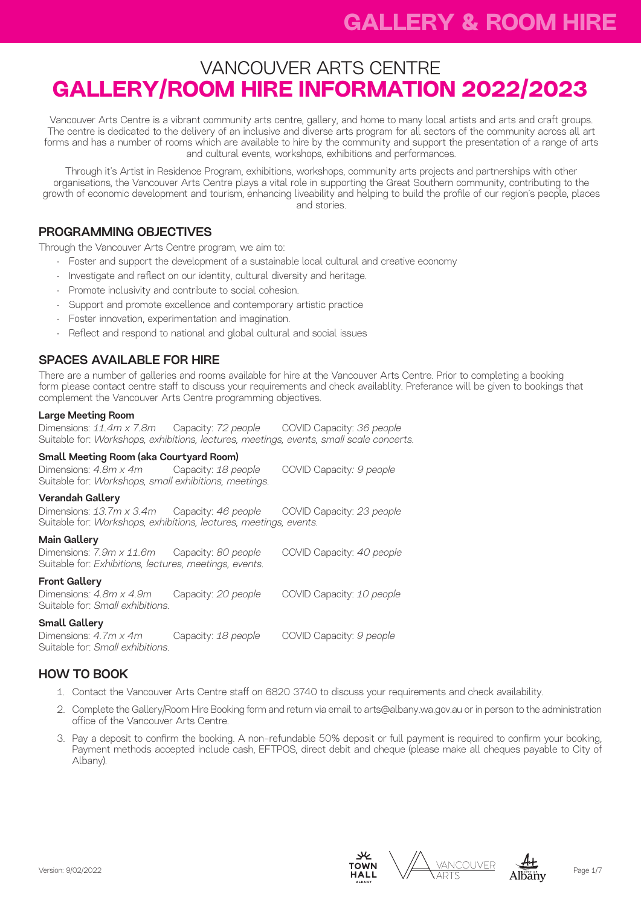# VANCOUVER ARTS CENTRE
# GALLERY/ROOM HIRE INFORMATION 2022/2023

Vancouver Arts Centre is a vibrant community arts centre, gallery, and home to many local artists and arts and craft groups. The centre is dedicated to the delivery of an inclusive and diverse arts program for all sectors of the community across all art forms and has a number of rooms which are available to hire by the community and support the presentation of a range of arts and cultural events, workshops, exhibitions and performances.

Through it's Artist in Residence Program, exhibitions, workshops, community arts projects and partnerships with other organisations, the Vancouver Arts Centre plays a vital role in supporting the Great Southern community, contributing to the growth of economic development and tourism, enhancing liveability and helping to build the profile of our region's people, places and stories.

## PROGRAMMING OBJECTIVES

Through the Vancouver Arts Centre program, we aim to:

- Foster and support the development of a sustainable local cultural and creative economy
- Investigate and reflect on our identity, cultural diversity and heritage.
- Promote inclusivity and contribute to social cohesion.
- Support and promote excellence and contemporary artistic practice
- Foster innovation, experimentation and imagination.
- Reflect and respond to national and global cultural and social issues

## SPACES AVAILABLE FOR HIRE

There are a number of galleries and rooms available for hire at the Vancouver Arts Centre. Prior to completing a booking form please contact centre staff to discuss your requirements and check availablity. Preferance will be given to bookings that complement the Vancouver Arts Centre programming objectives.

**Large Meeting Room**
Dimensions: *11.4m x 7.8m* Capacity: *72 people* COVID Capacity: *36 people*
Suitable for: *Workshops, exhibitions, lectures, meetings, events, small scale concerts.*

**Small Meeting Room (aka Courtyard Room)**
Dimensions: *4.8m x 4m* Capacity: *18 people* COVID Capacity: *9 people*
Suitable for: *Workshops, small exhibitions, meetings.*

**Verandah Gallery**
Dimensions: *13.7m x 3.4m* Capacity: *46 people* COVID Capacity: *23 people*
Suitable for: *Workshops, exhibitions, lectures, meetings, events.*

**Main Gallery**
Dimensions: *7.9m x 11.6m* Capacity: *80 people* COVID Capacity: *40 people*
Suitable for: *Exhibitions, lectures, meetings, events.*

**Front Gallery**
Dimensions: *4.8m x 4.9m* Capacity: *20 people* COVID Capacity: *10 people*
Suitable for: *Small exhibitions.*

**Small Gallery**
Dimensions: *4.7m x 4m* Capacity: *18 people* COVID Capacity: *9 people*
Suitable for: *Small exhibitions.*

## HOW TO BOOK

1. Contact the Vancouver Arts Centre staff on 6820 3740 to discuss your requirements and check availability.
2. Complete the Gallery/Room Hire Booking form and return via email to arts@albany.wa.gov.au or in person to the administration office of the Vancouver Arts Centre.
3. Pay a deposit to confirm the booking. A non-refundable 50% deposit or full payment is required to confirm your booking, Payment methods accepted include cash, EFTPOS, direct debit and cheque (please make all cheques payable to City of Albany).

Version: 9/02/2022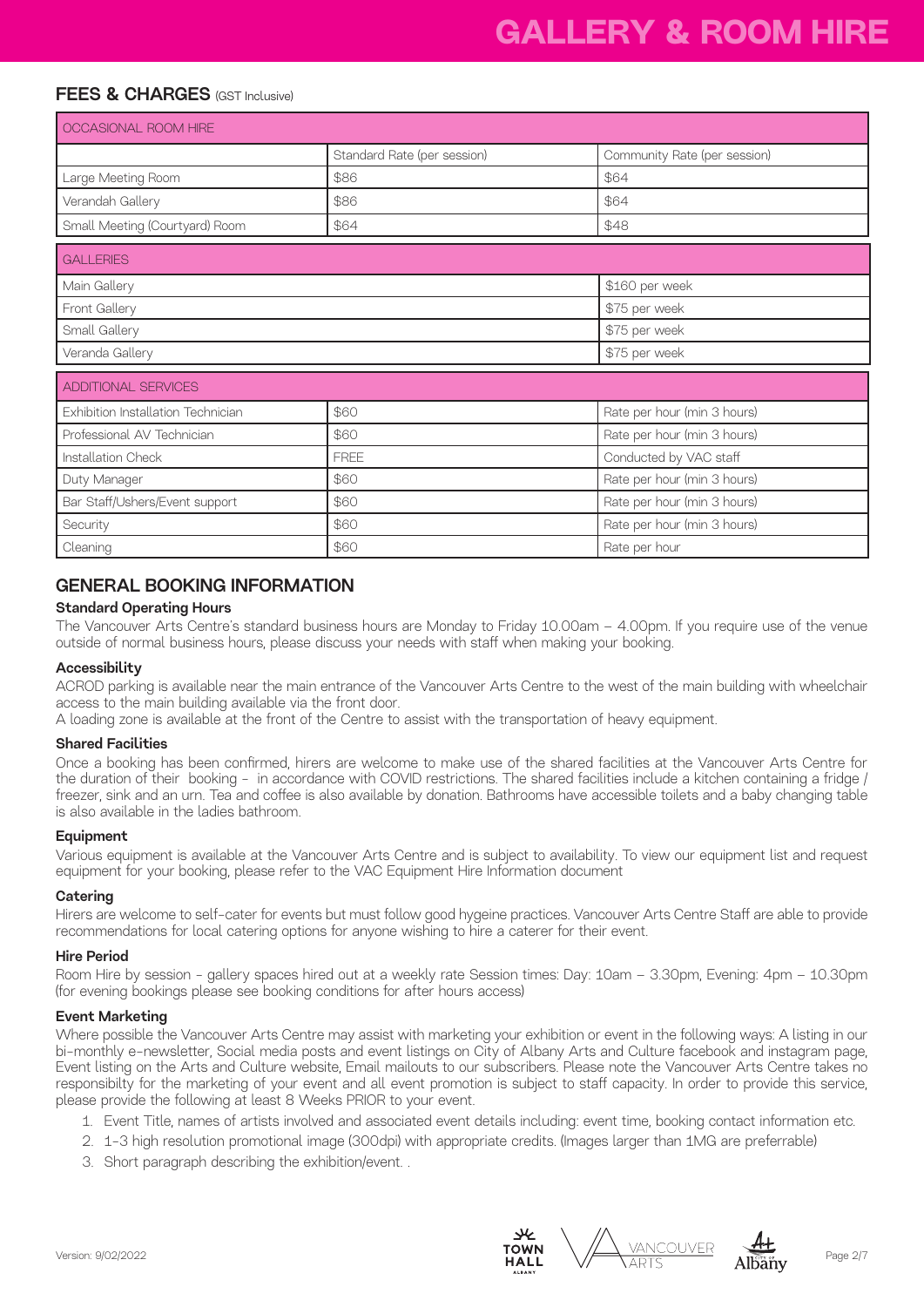# GALLERY & ROOM HIRE

## FEES & CHARGES (GST Inclusive)

| OCCASIONAL ROOM HIRE | | |
|---|---|---|
| | Standard Rate (per session) | Community Rate (per session) |
| Large Meeting Room | $86 | $64 |
| Verandah Gallery | $86 | $64 |
| Small Meeting (Courtyard) Room | $64 | $48 |

| GALLERIES | |
|---|---|
| Main Gallery | $160 per week |
| Front Gallery | $75 per week |
| Small Gallery | $75 per week |
| Veranda Gallery | $75 per week |

| ADDITIONAL SERVICES | | |
|---|---|---|
| Exhibition Installation Technician | $60 | Rate per hour (min 3 hours) |
| Professional AV Technician | $60 | Rate per hour (min 3 hours) |
| Installation Check | FREE | Conducted by VAC staff |
| Duty Manager | $60 | Rate per hour (min 3 hours) |
| Bar Staff/Ushers/Event support | $60 | Rate per hour (min 3 hours) |
| Security | $60 | Rate per hour (min 3 hours) |
| Cleaning | $60 | Rate per hour |

## GENERAL BOOKING INFORMATION

### Standard Operating Hours

The Vancouver Arts Centre's standard business hours are Monday to Friday 10.00am – 4.00pm. If you require use of the venue outside of normal business hours, please discuss your needs with staff when making your booking.

### Accessibility

ACROD parking is available near the main entrance of the Vancouver Arts Centre to the west of the main building with wheelchair access to the main building available via the front door.
A loading zone is available at the front of the Centre to assist with the transportation of heavy equipment.

### Shared Facilities

Once a booking has been confirmed, hirers are welcome to make use of the shared facilities at the Vancouver Arts Centre for the duration of their booking - in accordance with COVID restrictions. The shared facilities include a kitchen containing a fridge / freezer, sink and an urn. Tea and coffee is also available by donation. Bathrooms have accessible toilets and a baby changing table is also available in the ladies bathroom.

### Equipment

Various equipment is available at the Vancouver Arts Centre and is subject to availability. To view our equipment list and request equipment for your booking, please refer to the VAC Equipment Hire Information document

### Catering

Hirers are welcome to self-cater for events but must follow good hygeine practices. Vancouver Arts Centre Staff are able to provide recommendations for local catering options for anyone wishing to hire a caterer for their event.

### Hire Period

Room Hire by session - gallery spaces hired out at a weekly rate Session times: Day: 10am – 3.30pm, Evening: 4pm – 10.30pm (for evening bookings please see booking conditions for after hours access)

### Event Marketing

Where possible the Vancouver Arts Centre may assist with marketing your exhibition or event in the following ways: A listing in our bi-monthly e-newsletter, Social media posts and event listings on City of Albany Arts and Culture facebook and instagram page, Event listing on the Arts and Culture website, Email mailouts to our subscribers. Please note the Vancouver Arts Centre takes no responsibilty for the marketing of your event and all event promotion is subject to staff capacity. In order to provide this service, please provide the following at least 8 Weeks PRIOR to your event.

1. Event Title, names of artists involved and associated event details including: event time, booking contact information etc.
2. 1-3 high resolution promotional image (300dpi) with appropriate credits. (Images larger than 1MG are preferrable)
3. Short paragraph describing the exhibition/event. .

Version: 9/02/2022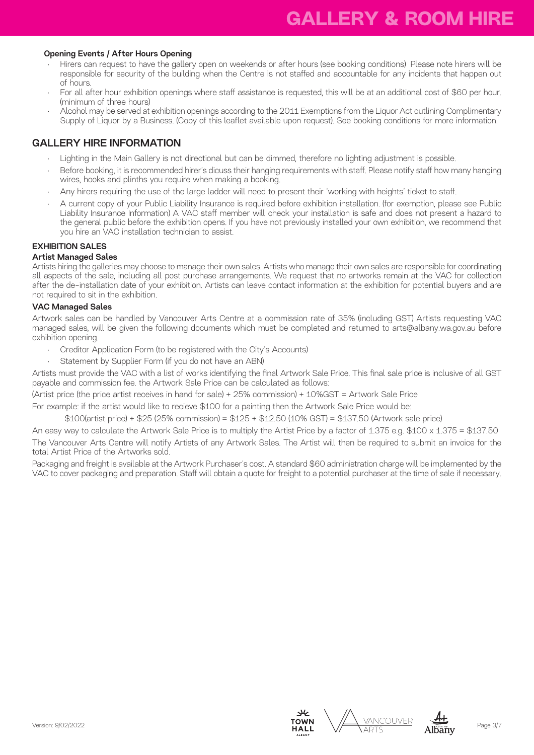#### Opening Events / After Hours Opening

- Hirers can request to have the gallery open on weekends or after hours (see booking conditions) Please note hirers will be responsible for security of the building when the Centre is not staffed and accountable for any incidents that happen out of hours.
- For all after hour exhibition openings where staff assistance is requested, this will be at an additional cost of $60 per hour. (minimum of three hours)
- Alcohol may be served at exhibition openings according to the 2011 Exemptions from the Liquor Act outlining Complimentary Supply of Liquor by a Business. (Copy of this leaflet available upon request). See booking conditions for more information.

## GALLERY HIRE INFORMATION

- Lighting in the Main Gallery is not directional but can be dimmed, therefore no lighting adjustment is possible.
- Before booking, it is recommended hirer's dicuss their hanging requirements with staff. Please notify staff how many hanging wires, hooks and plinths you require when making a booking.
- Any hirers requiring the use of the large ladder will need to present their 'working with heights' ticket to staff.
- A current copy of your Public Liability Insurance is required before exhibition installation. (for exemption, please see Public Liability Insurance Information) A VAC staff member will check your installation is safe and does not present a hazard to the general public before the exhibition opens. If you have not previously installed your own exhibition, we recommend that you hire an VAC installation technician to assist.

### EXHIBITION SALES

#### Artist Managed Sales

Artists hiring the galleries may choose to manage their own sales. Artists who manage their own sales are responsible for coordinating all aspects of the sale, including all post purchase arrangements. We request that no artworks remain at the VAC for collection after the de-installation date of your exhibition. Artists can leave contact information at the exhibition for potential buyers and are not required to sit in the exhibition.

#### VAC Managed Sales

Artwork sales can be handled by Vancouver Arts Centre at a commission rate of 35% (including GST) Artists requesting VAC managed sales, will be given the following documents which must be completed and returned to arts@albany.wa.gov.au before exhibition opening.

- Creditor Application Form (to be registered with the City's Accounts)
- Statement by Supplier Form (if you do not have an ABN)

Artists must provide the VAC with a list of works identifying the final Artwork Sale Price. This final sale price is inclusive of all GST payable and commission fee. the Artwork Sale Price can be calculated as follows:

(Artist price (the price artist receives in hand for sale) + 25% commission) + 10%GST = Artwork Sale Price

For example: if the artist would like to recieve $100 for a painting then the Artwork Sale Price would be:

$100(artist price) + $25 (25% commission) = $125 + $12.50 (10% GST) = $137.50 (Artwork sale price)

An easy way to calculate the Artwork Sale Price is to multiply the Artist Price by a factor of 1.375 e.g. $100 x 1.375 = $137.50

The Vancouver Arts Centre will notify Artists of any Artwork Sales. The Artist will then be required to submit an invoice for the total Artist Price of the Artworks sold.

Packaging and freight is available at the Artwork Purchaser's cost. A standard $60 administration charge will be implemented by the VAC to cover packaging and preparation. Staff will obtain a quote for freight to a potential purchaser at the time of sale if necessary.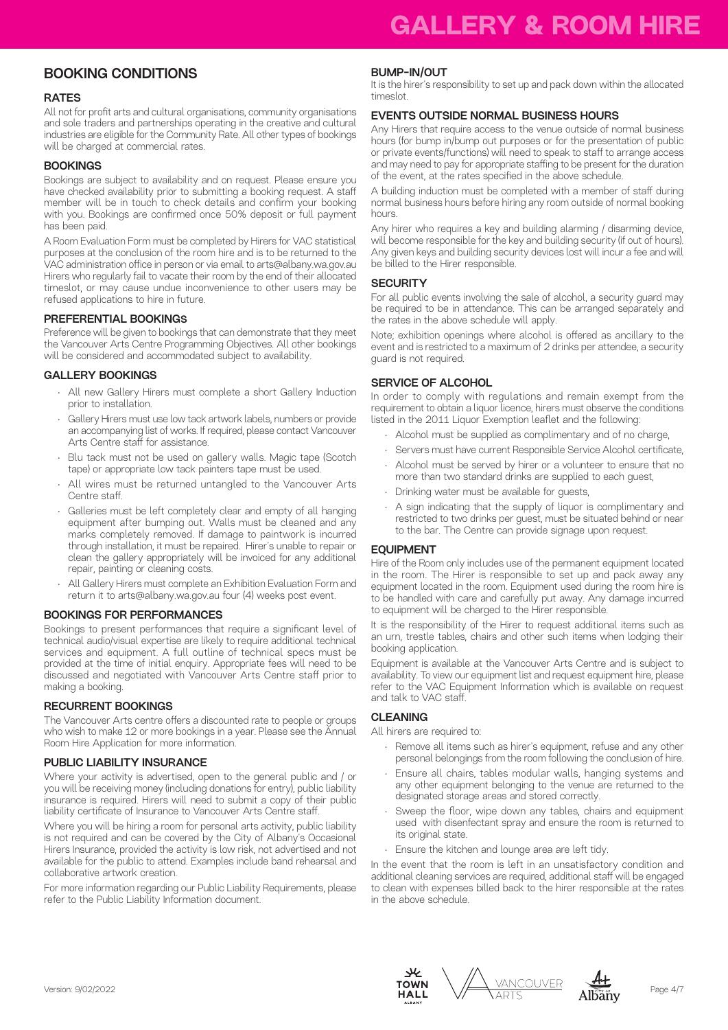# GALLERY & ROOM HIRE

## BOOKING CONDITIONS

### RATES

All not for profit arts and cultural organisations, community organisations and sole traders and partnerships operating in the creative and cultural industries are eligible for the Community Rate. All other types of bookings will be charged at commercial rates.

### BOOKINGS

Bookings are subject to availability and on request. Please ensure you have checked availability prior to submitting a booking request. A staff member will be in touch to check details and confirm your booking with you. Bookings are confirmed once 50% deposit or full payment has been paid.

A Room Evaluation Form must be completed by Hirers for VAC statistical purposes at the conclusion of the room hire and is to be returned to the VAC administration office in person or via email to arts@albany.wa.gov.au Hirers who regularly fail to vacate their room by the end of their allocated timeslot, or may cause undue inconvenience to other users may be refused applications to hire in future.

### PREFERENTIAL BOOKINGS

Preference will be given to bookings that can demonstrate that they meet the Vancouver Arts Centre Programming Objectives. All other bookings will be considered and accommodated subject to availability.

### GALLERY BOOKINGS

- All new Gallery Hirers must complete a short Gallery Induction prior to installation.
- Gallery Hirers must use low tack artwork labels, numbers or provide an accompanying list of works. If required, please contact Vancouver Arts Centre staff for assistance.
- Blu tack must not be used on gallery walls. Magic tape (Scotch tape) or appropriate low tack painters tape must be used.
- All wires must be returned untangled to the Vancouver Arts Centre staff.
- Galleries must be left completely clear and empty of all hanging equipment after bumping out. Walls must be cleaned and any marks completely removed. If damage to paintwork is incurred through installation, it must be repaired. Hirer's unable to repair or clean the gallery appropriately will be invoiced for any additional repair, painting or cleaning costs.
- All Gallery Hirers must complete an Exhibition Evaluation Form and return it to arts@albany.wa.gov.au four (4) weeks post event.

### BOOKINGS FOR PERFORMANCES

Bookings to present performances that require a significant level of technical audio/visual expertise are likely to require additional technical services and equipment. A full outline of technical specs must be provided at the time of initial enquiry. Appropriate fees will need to be discussed and negotiated with Vancouver Arts Centre staff prior to making a booking.

### RECURRENT BOOKINGS

The Vancouver Arts centre offers a discounted rate to people or groups who wish to make 12 or more bookings in a year. Please see the Annual Room Hire Application for more information.

### PUBLIC LIABILITY INSURANCE

Where your activity is advertised, open to the general public and / or you will be receiving money (including donations for entry), public liability insurance is required. Hirers will need to submit a copy of their public liability certificate of Insurance to Vancouver Arts Centre staff.

Where you will be hiring a room for personal arts activity, public liability is not required and can be covered by the City of Albany's Occasional Hirers Insurance, provided the activity is low risk, not advertised and not available for the public to attend. Examples include band rehearsal and collaborative artwork creation.

For more information regarding our Public Liability Requirements, please refer to the Public Liability Information document.

### BUMP-IN/OUT

It is the hirer's responsibility to set up and pack down within the allocated timeslot.

### EVENTS OUTSIDE NORMAL BUSINESS HOURS

Any Hirers that require access to the venue outside of normal business hours (for bump in/bump out purposes or for the presentation of public or private events/functions) will need to speak to staff to arrange access and may need to pay for appropriate staffing to be present for the duration of the event, at the rates specified in the above schedule.

A building induction must be completed with a member of staff during normal business hours before hiring any room outside of normal booking hours.

Any hirer who requires a key and building alarming / disarming device, will become responsible for the key and building security (if out of hours). Any given keys and building security devices lost will incur a fee and will be billed to the Hirer responsible.

### SECURITY

For all public events involving the sale of alcohol, a security guard may be required to be in attendance. This can be arranged separately and the rates in the above schedule will apply.

Note; exhibition openings where alcohol is offered as ancillary to the event and is restricted to a maximum of 2 drinks per attendee, a security guard is not required.

### SERVICE OF ALCOHOL

In order to comply with regulations and remain exempt from the requirement to obtain a liquor licence, hirers must observe the conditions listed in the 2011 Liquor Exemption leaflet and the following:

- Alcohol must be supplied as complimentary and of no charge,
- Servers must have current Responsible Service Alcohol certificate,
- Alcohol must be served by hirer or a volunteer to ensure that no more than two standard drinks are supplied to each guest,
- Drinking water must be available for guests,
- A sign indicating that the supply of liquor is complimentary and restricted to two drinks per guest, must be situated behind or near to the bar. The Centre can provide signage upon request.

### EQUIPMENT

Hire of the Room only includes use of the permanent equipment located in the room. The Hirer is responsible to set up and pack away any equipment located in the room. Equipment used during the room hire is to be handled with care and carefully put away. Any damage incurred to equipment will be charged to the Hirer responsible.

It is the responsibility of the Hirer to request additional items such as an urn, trestle tables, chairs and other such items when lodging their booking application.

Equipment is available at the Vancouver Arts Centre and is subject to availability. To view our equipment list and request equipment hire, please refer to the VAC Equipment Information which is available on request and talk to VAC staff.

### CLEANING

All hirers are required to:

- Remove all items such as hirer's equipment, refuse and any other personal belongings from the room following the conclusion of hire.
- Ensure all chairs, tables modular walls, hanging systems and any other equipment belonging to the venue are returned to the designated storage areas and stored correctly.
- Sweep the floor, wipe down any tables, chairs and equipment used with disenfectant spray and ensure the room is returned to its original state.
- Ensure the kitchen and lounge area are left tidy.

In the event that the room is left in an unsatisfactory condition and additional cleaning services are required, additional staff will be engaged to clean with expenses billed back to the hirer responsible at the rates in the above schedule.

Version: 9/02/2022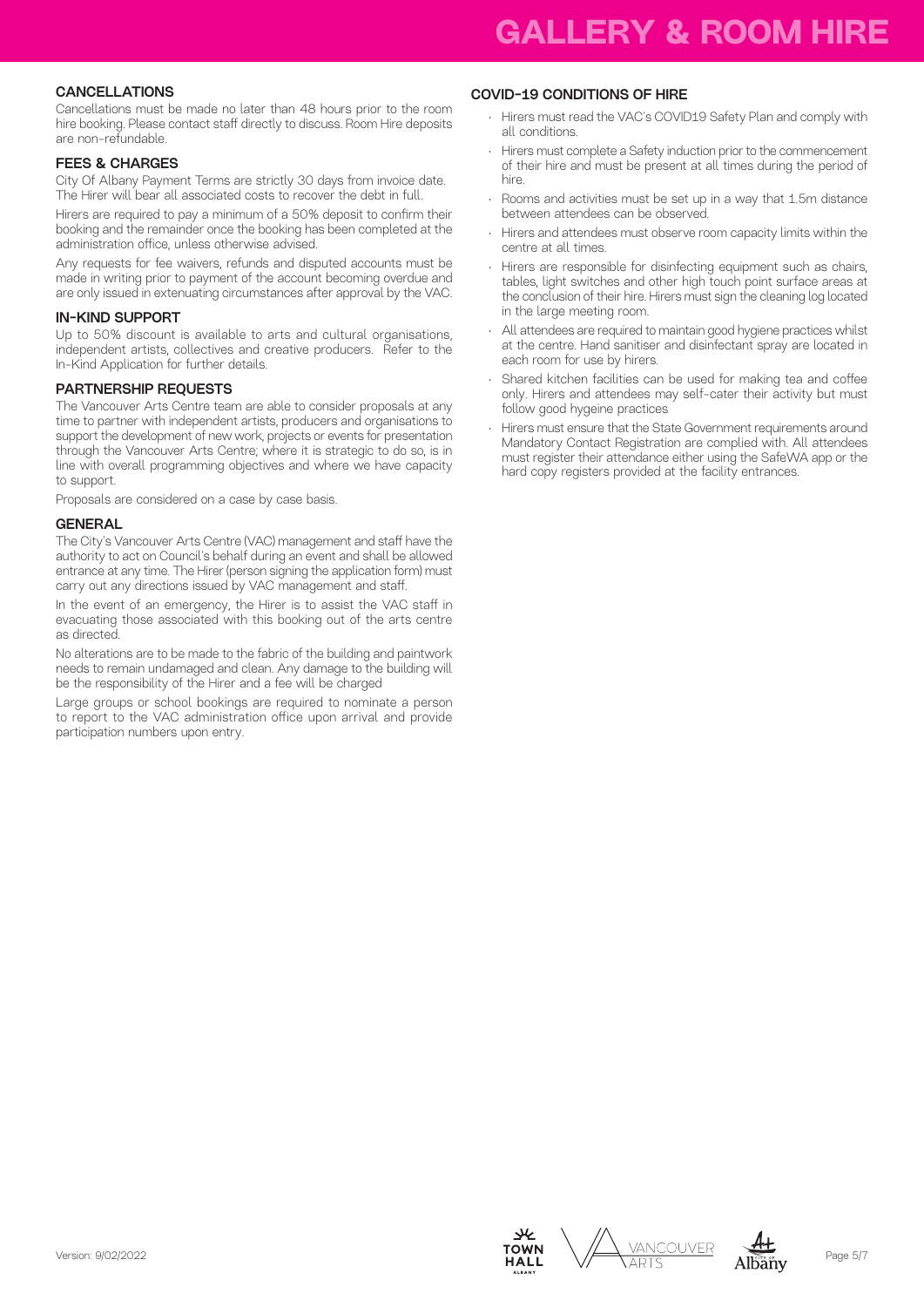## CANCELLATIONS

Cancellations must be made no later than 48 hours prior to the room hire booking. Please contact staff directly to discuss. Room Hire deposits are non-refundable.

## FEES & CHARGES

City Of Albany Payment Terms are strictly 30 days from invoice date. The Hirer will bear all associated costs to recover the debt in full.

Hirers are required to pay a minimum of a 50% deposit to confirm their booking and the remainder once the booking has been completed at the administration office, unless otherwise advised.

Any requests for fee waivers, refunds and disputed accounts must be made in writing prior to payment of the account becoming overdue and are only issued in extenuating circumstances after approval by the VAC.

## IN-KIND SUPPORT

Up to 50% discount is available to arts and cultural organisations, independent artists, collectives and creative producers. Refer to the In-Kind Application for further details.

## PARTNERSHIP REQUESTS

The Vancouver Arts Centre team are able to consider proposals at any time to partner with independent artists, producers and organisations to support the development of new work, projects or events for presentation through the Vancouver Arts Centre; where it is strategic to do so, is in line with overall programming objectives and where we have capacity to support.

Proposals are considered on a case by case basis.

## GENERAL

The City's Vancouver Arts Centre (VAC) management and staff have the authority to act on Council's behalf during an event and shall be allowed entrance at any time. The Hirer (person signing the application form) must carry out any directions issued by VAC management and staff.

In the event of an emergency, the Hirer is to assist the VAC staff in evacuating those associated with this booking out of the arts centre as directed.

No alterations are to be made to the fabric of the building and paintwork needs to remain undamaged and clean. Any damage to the building will be the responsibility of the Hirer and a fee will be charged

Large groups or school bookings are required to nominate a person to report to the VAC administration office upon arrival and provide participation numbers upon entry.

## COVID-19 CONDITIONS OF HIRE

- Hirers must read the VAC's COVID19 Safety Plan and comply with all conditions.
- Hirers must complete a Safety induction prior to the commencement of their hire and must be present at all times during the period of hire.
- Rooms and activities must be set up in a way that 1.5m distance between attendees can be observed.
- Hirers and attendees must observe room capacity limits within the centre at all times.
- Hirers are responsible for disinfecting equipment such as chairs, tables, light switches and other high touch point surface areas at the conclusion of their hire. Hirers must sign the cleaning log located in the large meeting room.
- All attendees are required to maintain good hygiene practices whilst at the centre. Hand sanitiser and disinfectant spray are located in each room for use by hirers.
- Shared kitchen facilities can be used for making tea and coffee only. Hirers and attendees may self-cater their activity but must follow good hygeine practices
- Hirers must ensure that the State Government requirements around Mandatory Contact Registration are complied with. All attendees must register their attendance either using the SafeWA app or the hard copy registers provided at the facility entrances.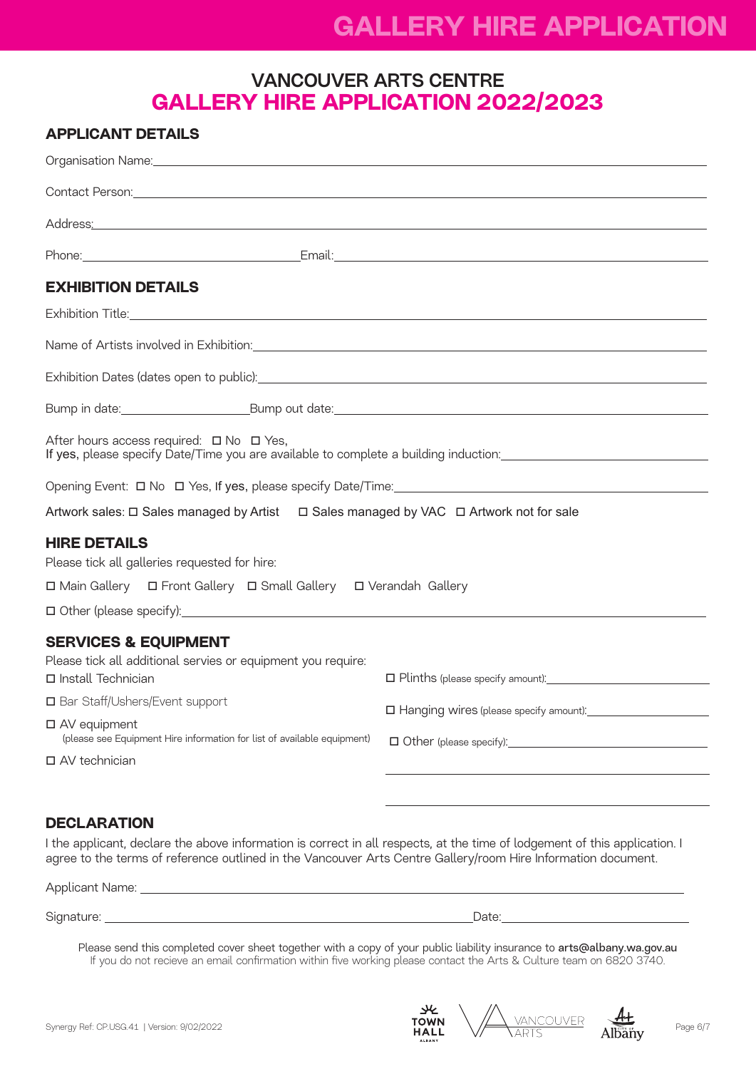# VANCOUVER ARTS CENTRE

# GALLERY HIRE APPLICATION 2022/2023

## APPLICANT DETAILS

Organisation Name:\_\_\_\_\_\_\_\_\_\_\_\_\_\_\_\_\_\_\_\_\_\_\_\_\_\_\_\_\_\_\_\_\_\_\_\_\_\_\_\_

Contact Person:\_\_\_\_\_\_\_\_\_\_\_\_\_\_\_\_\_\_\_\_\_\_\_\_\_\_\_\_\_\_\_\_\_\_\_\_\_\_\_\_

Address:\_\_\_\_\_\_\_\_\_\_\_\_\_\_\_\_\_\_\_\_\_\_\_\_\_\_\_\_\_\_\_\_\_\_\_\_\_\_\_\_

Phone:\_\_\_\_\_\_\_\_\_\_\_\_\_\_\_\_\_\_\_\_ Email:\_\_\_\_\_\_\_\_\_\_\_\_\_\_\_\_\_\_\_\_

## EXHIBITION DETAILS

Exhibition Title:\_\_\_\_\_\_\_\_\_\_\_\_\_\_\_\_\_\_\_\_\_\_\_\_\_\_\_\_\_\_\_\_\_\_\_\_\_\_\_\_

Name of Artists involved in Exhibition:\_\_\_\_\_\_\_\_\_\_\_\_\_\_\_\_\_\_\_\_\_\_\_\_\_\_\_\_\_\_\_\_

Exhibition Dates (dates open to public):\_\_\_\_\_\_\_\_\_\_\_\_\_\_\_\_\_\_\_\_\_\_\_\_\_\_\_\_\_\_\_\_

Bump in date:\_\_\_\_\_\_\_\_\_\_\_\_\_\_\_\_\_\_\_\_ Bump out date:\_\_\_\_\_\_\_\_\_\_\_\_\_\_\_\_\_\_\_\_

After hours access required: ☐ No ☐ Yes,
If yes, please specify Date/Time you are available to complete a building induction:\_\_\_\_\_\_\_\_\_\_\_\_\_\_\_\_\_\_\_\_

Opening Event: ☐ No ☐ Yes, If yes, please specify Date/Time:\_\_\_\_\_\_\_\_\_\_\_\_\_\_\_\_\_\_\_\_

Artwork sales: ☐ Sales managed by Artist ☐ Sales managed by VAC ☐ Artwork not for sale

## HIRE DETAILS

Please tick all galleries requested for hire:

☐ Main Gallery ☐ Front Gallery ☐ Small Gallery ☐ Verandah Gallery

☐ Other (please specify):\_\_\_\_\_\_\_\_\_\_\_\_\_\_\_\_\_\_\_\_\_\_\_\_\_\_\_\_\_\_\_\_\_\_\_\_\_\_\_\_

## SERVICES & EQUIPMENT

Please tick all additional servies or equipment you require:

☐ Install Technician

☐ Bar Staff/Ushers/Event support

☐ AV equipment
(please see Equipment Hire information for list of available equipment)

☐ AV technician

☐ Plinths (please specify amount):\_\_\_\_\_\_\_\_\_\_\_\_\_\_\_\_\_\_\_\_

☐ Hanging wires (please specify amount):\_\_\_\_\_\_\_\_\_\_\_\_\_\_\_\_\_\_\_\_

☐ Other (please specify):\_\_\_\_\_\_\_\_\_\_\_\_\_\_\_\_\_\_\_\_

\_\_\_\_\_\_\_\_\_\_\_\_\_\_\_\_\_\_\_\_\_\_\_\_\_\_\_\_\_\_\_\_\_\_\_\_\_\_\_\_

\_\_\_\_\_\_\_\_\_\_\_\_\_\_\_\_\_\_\_\_\_\_\_\_\_\_\_\_\_\_\_\_\_\_\_\_\_\_\_\_

## DECLARATION

I the applicant, declare the above information is correct in all respects, at the time of lodgement of this application. I agree to the terms of reference outlined in the Vancouver Arts Centre Gallery/room Hire Information document.

Applicant Name: \_\_\_\_\_\_\_\_\_\_\_\_\_\_\_\_\_\_\_\_\_\_\_\_\_\_\_\_\_\_\_\_\_\_\_\_\_\_\_\_

Signature: \_\_\_\_\_\_\_\_\_\_\_\_\_\_\_\_\_\_\_\_\_\_\_\_\_\_\_\_\_\_\_\_ Date:\_\_\_\_\_\_\_\_\_\_\_\_\_\_\_\_\_\_\_\_

Please send this completed cover sheet together with a copy of your public liability insurance to **arts@albany.wa.gov.au**
If you do not recieve an email confirmation within five working please contact the Arts & Culture team on 6820 3740.

Synergy Ref: CP.USG.41 | Version: 9/02/2022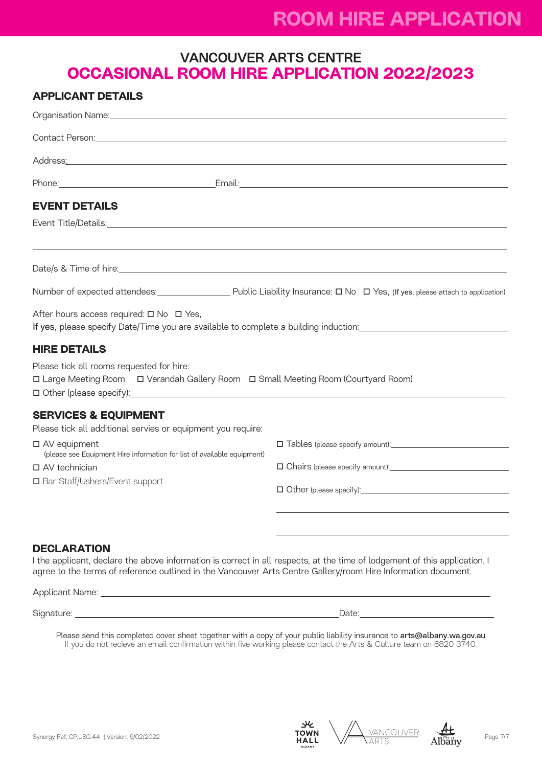# ROOM HIRE APPLICATION

## VANCOUVER ARTS CENTRE
## OCCASIONAL ROOM HIRE APPLICATION 2022/2023

### APPLICANT DETAILS

Organisation Name: ______________________________

Contact Person: ______________________________

Address: ______________________________

Phone: ______________________________ Email: ______________________________

### EVENT DETAILS

Event Title/Details: ______________________________

______________________________

Date/s & Time of hire: ______________________________

Number of expected attendees: ______________ Public Liability Insurance: ☐ No ☐ Yes, (If yes, please attach to application)

After hours access required: ☐ No ☐ Yes,
If yes, please specify Date/Time you are available to complete a building induction: ______________________________

### HIRE DETAILS

Please tick all rooms requested for hire:

☐ Large Meeting Room ☐ Verandah Gallery Room ☐ Small Meeting Room (Courtyard Room)

☐ Other (please specify): ______________________________

### SERVICES & EQUIPMENT

Please tick all additional servies or equipment you require:

☐ AV equipment
(please see Equipment Hire information for list of available equipment)

☐ AV technician

☐ Bar Staff/Ushers/Event support

☐ Tables (please specify amount): ______________________________

☐ Chairs (please specify amount): ______________________________

☐ Other (please specify): ______________________________

______________________________

______________________________

### DECLARATION

I the applicant, declare the above information is correct in all respects, at the time of lodgement of this application. I agree to the terms of reference outlined in the Vancouver Arts Centre Gallery/room Hire Information document.

Applicant Name: ______________________________

Signature: ______________________________ Date: ______________________________

Please send this completed cover sheet together with a copy of your public liability insurance to arts@albany.wa.gov.au
If you do not recieve an email confirmation within five working please contact the Arts & Culture team on 6820 3740.

Synergy Ref: CP.USG.44 | Version: 9/02/2022